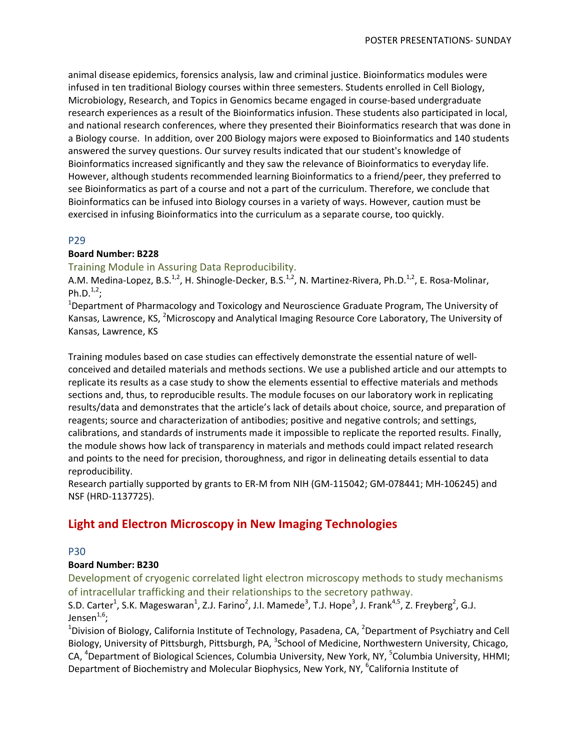animal disease epidemics, forensics analysis, law and criminal justice. Bioinformatics modules were infused in ten traditional Biology courses within three semesters. Students enrolled in Cell Biology, Microbiology, Research, and Topics in Genomics became engaged in course-based undergraduate research experiences as a result of the Bioinformatics infusion. These students also participated in local, and national research conferences, where they presented their Bioinformatics research that was done in a Biology course. In addition, over 200 Biology majors were exposed to Bioinformatics and 140 students answered the survey questions. Our survey results indicated that our student's knowledge of Bioinformatics increased significantly and they saw the relevance of Bioinformatics to everyday life. However, although students recommended learning Bioinformatics to a friend/peer, they preferred to see Bioinformatics as part of a course and not a part of the curriculum. Therefore, we conclude that Bioinformatics can be infused into Biology courses in a variety of ways. However, caution must be exercised in infusing Bioinformatics into the curriculum as a separate course, too quickly.

### P29

**Board Number: B228**

Training Module in Assuring Data Reproducibility.

A.M. Medina-Lopez, B.S.[1,2], H. Shinogle-Decker, B.S.[1,2], N. Martinez-Rivera, Ph.D.[1,2], E. Rosa-Molinar, Ph.D.[1,2];

[1]Department of Pharmacology and Toxicology and Neuroscience Graduate Program, The University of Kansas, Lawrence, KS, [2]Microscopy and Analytical Imaging Resource Core Laboratory, The University of Kansas, Lawrence, KS

Training modules based on case studies can effectively demonstrate the essential nature of well-conceived and detailed materials and methods sections. We use a published article and our attempts to replicate its results as a case study to show the elements essential to effective materials and methods sections and, thus, to reproducible results. The module focuses on our laboratory work in replicating results/data and demonstrates that the article's lack of details about choice, source, and preparation of reagents; source and characterization of antibodies; positive and negative controls; and settings, calibrations, and standards of instruments made it impossible to replicate the reported results. Finally, the module shows how lack of transparency in materials and methods could impact related research and points to the need for precision, thoroughness, and rigor in delineating details essential to data reproducibility.

Research partially supported by grants to ER-M from NIH (GM-115042; GM-078441; MH-106245) and NSF (HRD-1137725).

## Light and Electron Microscopy in New Imaging Technologies

### P30

**Board Number: B230**

Development of cryogenic correlated light electron microscopy methods to study mechanisms of intracellular trafficking and their relationships to the secretory pathway.

S.D. Carter[1], S.K. Mageswaran[1], Z.J. Farino[2], J.I. Mamede[3], T.J. Hope[3], J. Frank[4,5], Z. Freyberg[2], G.J. Jensen[1,6];

[1]Division of Biology, California Institute of Technology, Pasadena, CA, [2]Department of Psychiatry and Cell Biology, University of Pittsburgh, Pittsburgh, PA, [3]School of Medicine, Northwestern University, Chicago, CA, [4]Department of Biological Sciences, Columbia University, New York, NY, [5]Columbia University, HHMI; Department of Biochemistry and Molecular Biophysics, New York, NY, [6]California Institute of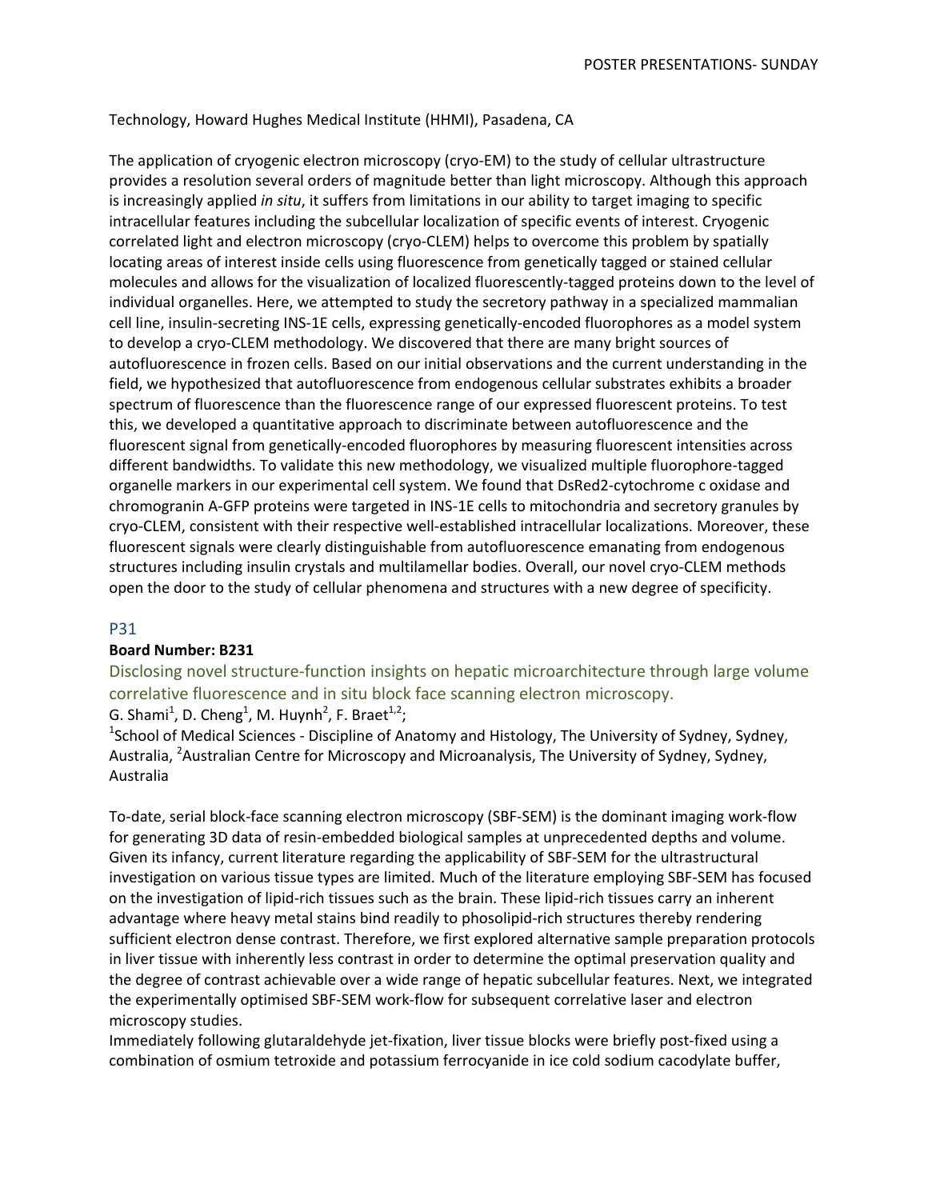Technology, Howard Hughes Medical Institute (HHMI), Pasadena, CA

The application of cryogenic electron microscopy (cryo-EM) to the study of cellular ultrastructure provides a resolution several orders of magnitude better than light microscopy. Although this approach is increasingly applied *in situ*, it suffers from limitations in our ability to target imaging to specific intracellular features including the subcellular localization of specific events of interest. Cryogenic correlated light and electron microscopy (cryo-CLEM) helps to overcome this problem by spatially locating areas of interest inside cells using fluorescence from genetically tagged or stained cellular molecules and allows for the visualization of localized fluorescently-tagged proteins down to the level of individual organelles. Here, we attempted to study the secretory pathway in a specialized mammalian cell line, insulin-secreting INS-1E cells, expressing genetically-encoded fluorophores as a model system to develop a cryo-CLEM methodology. We discovered that there are many bright sources of autofluorescence in frozen cells. Based on our initial observations and the current understanding in the field, we hypothesized that autofluorescence from endogenous cellular substrates exhibits a broader spectrum of fluorescence than the fluorescence range of our expressed fluorescent proteins. To test this, we developed a quantitative approach to discriminate between autofluorescence and the fluorescent signal from genetically-encoded fluorophores by measuring fluorescent intensities across different bandwidths. To validate this new methodology, we visualized multiple fluorophore-tagged organelle markers in our experimental cell system. We found that DsRed2-cytochrome c oxidase and chromogranin A-GFP proteins were targeted in INS-1E cells to mitochondria and secretory granules by cryo-CLEM, consistent with their respective well-established intracellular localizations. Moreover, these fluorescent signals were clearly distinguishable from autofluorescence emanating from endogenous structures including insulin crystals and multilamellar bodies. Overall, our novel cryo-CLEM methods open the door to the study of cellular phenomena and structures with a new degree of specificity.

## P31

**Board Number: B231**

### Disclosing novel structure-function insights on hepatic microarchitecture through large volume correlative fluorescence and in situ block face scanning electron microscopy.

G. Shami[1], D. Cheng[1], M. Huynh[2], F. Braet[1,2];

[1]School of Medical Sciences - Discipline of Anatomy and Histology, The University of Sydney, Sydney, Australia, [2]Australian Centre for Microscopy and Microanalysis, The University of Sydney, Sydney, Australia

To-date, serial block-face scanning electron microscopy (SBF-SEM) is the dominant imaging work-flow for generating 3D data of resin-embedded biological samples at unprecedented depths and volume. Given its infancy, current literature regarding the applicability of SBF-SEM for the ultrastructural investigation on various tissue types are limited. Much of the literature employing SBF-SEM has focused on the investigation of lipid-rich tissues such as the brain. These lipid-rich tissues carry an inherent advantage where heavy metal stains bind readily to phosolipid-rich structures thereby rendering sufficient electron dense contrast. Therefore, we first explored alternative sample preparation protocols in liver tissue with inherently less contrast in order to determine the optimal preservation quality and the degree of contrast achievable over a wide range of hepatic subcellular features. Next, we integrated the experimentally optimised SBF-SEM work-flow for subsequent correlative laser and electron microscopy studies.

Immediately following glutaraldehyde jet-fixation, liver tissue blocks were briefly post-fixed using a combination of osmium tetroxide and potassium ferrocyanide in ice cold sodium cacodylate buffer,